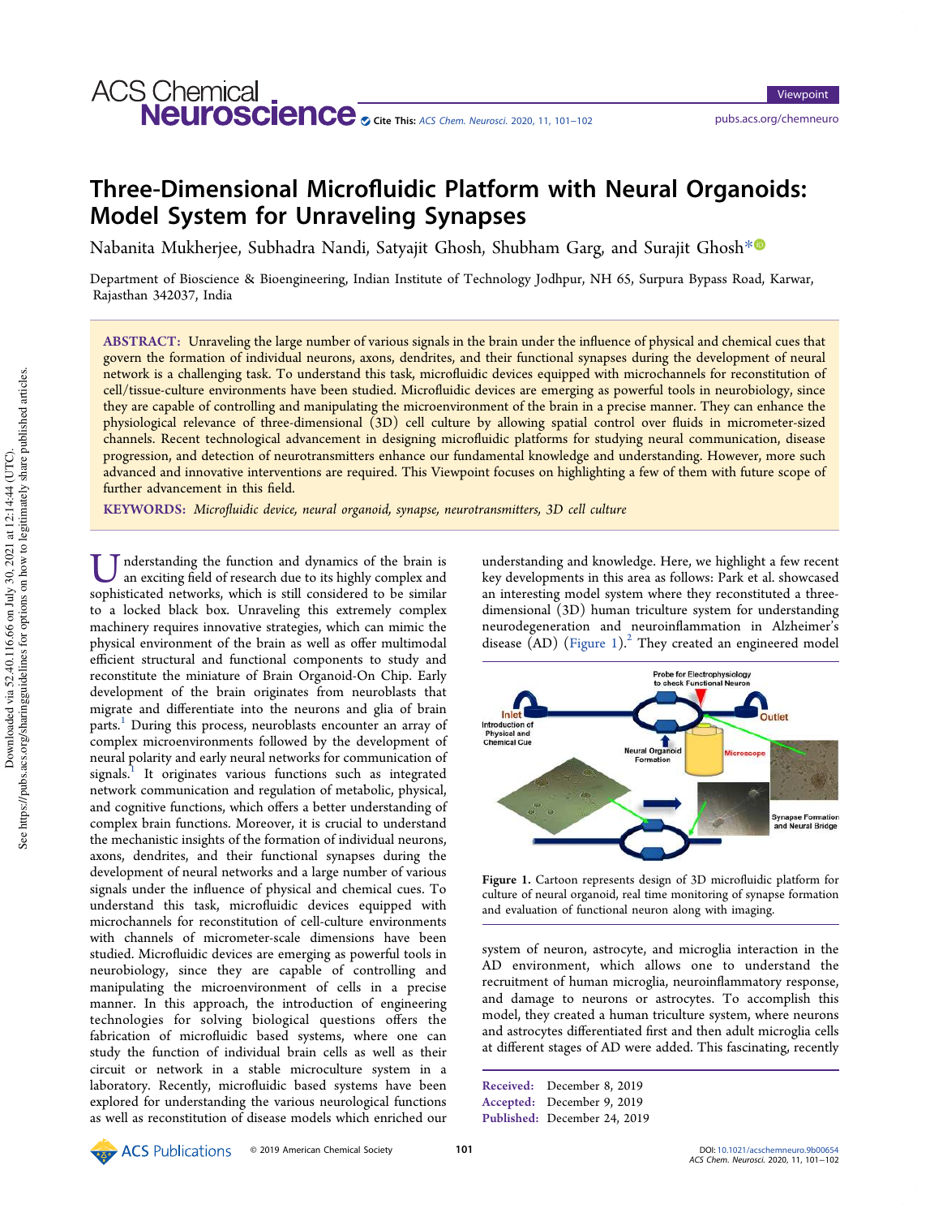# Three-Dimensional Microfluidic Platform with Neural Organoids: Model System for Unraveling Synapses

Nabanita Mukherjee, Subhadra Nandi, Satyajit Ghosh, Shubham Garg, and Surajit Ghosh*

Department of Bioscience & Bioengineering, Indian Institute of Technology Jodhpur, NH 65, Surpura Bypass Road, Karwar, Rajasthan 342037, India

**ABSTRACT:** Unraveling the large number of various signals in the brain under the influence of physical and chemical cues that govern the formation of individual neurons, axons, dendrites, and their functional synapses during the development of neural network is a challenging task. To understand this task, microfluidic devices equipped with microchannels for reconstitution of cell/tissue-culture environments have been studied. Microfluidic devices are emerging as powerful tools in neurobiology, since they are capable of controlling and manipulating the microenvironment of the brain in a precise manner. They can enhance the physiological relevance of three-dimensional (3D) cell culture by allowing spatial control over fluids in micrometer-sized channels. Recent technological advancement in designing microfluidic platforms for studying neural communication, disease progression, and detection of neurotransmitters enhance our fundamental knowledge and understanding. However, more such advanced and innovative interventions are required. This Viewpoint focuses on highlighting a few of them with future scope of further advancement in this field.

**KEYWORDS:** *Microfluidic device, neural organoid, synapse, neurotransmitters, 3D cell culture*

Understanding the function and dynamics of the brain is an exciting field of research due to its highly complex and sophisticated networks, which is still considered to be similar to a locked black box. Unraveling this extremely complex machinery requires innovative strategies, which can mimic the physical environment of the brain as well as offer multimodal efficient structural and functional components to study and reconstitute the miniature of Brain Organoid-On Chip. Early development of the brain originates from neuroblasts that migrate and differentiate into the neurons and glia of brain parts.[1] During this process, neuroblasts encounter an array of complex microenvironments followed by the development of neural polarity and early neural networks for communication of signals.[1] It originates various functions such as integrated network communication and regulation of metabolic, physical, and cognitive functions, which offers a better understanding of complex brain functions. Moreover, it is crucial to understand the mechanistic insights of the formation of individual neurons, axons, dendrites, and their functional synapses during the development of neural networks and a large number of various signals under the influence of physical and chemical cues. To understand this task, microfluidic devices equipped with microchannels for reconstitution of cell-culture environments with channels of micrometer-scale dimensions have been studied. Microfluidic devices are emerging as powerful tools in neurobiology, since they are capable of controlling and manipulating the microenvironment of cells in a precise manner. In this approach, the introduction of engineering technologies for solving biological questions offers the fabrication of microfluidic based systems, where one can study the function of individual brain cells as well as their circuit or network in a stable microculture system in a laboratory. Recently, microfluidic based systems have been explored for understanding the various neurological functions as well as reconstitution of disease models which enriched our understanding and knowledge. Here, we highlight a few recent key developments in this area as follows: Park et al. showcased an interesting model system where they reconstituted a three-dimensional (3D) human triculture system for understanding neurodegeneration and neuroinflammation in Alzheimer's disease (AD) (Figure 1).[2] They created an engineered model system of neuron, astrocyte, and microglia interaction in the AD environment, which allows one to understand the recruitment of human microglia, neuroinflammatory response, and damage to neurons or astrocytes. To accomplish this model, they created a human triculture system, where neurons and astrocytes differentiated first and then adult microglia cells at different stages of AD were added. This fascinating, recently

Figure 1. Cartoon represents design of 3D microfluidic platform for culture of neural organoid, real time monitoring of synapse formation and evaluation of functional neuron along with imaging.

Received: December 8, 2019
Accepted: December 9, 2019
Published: December 24, 2019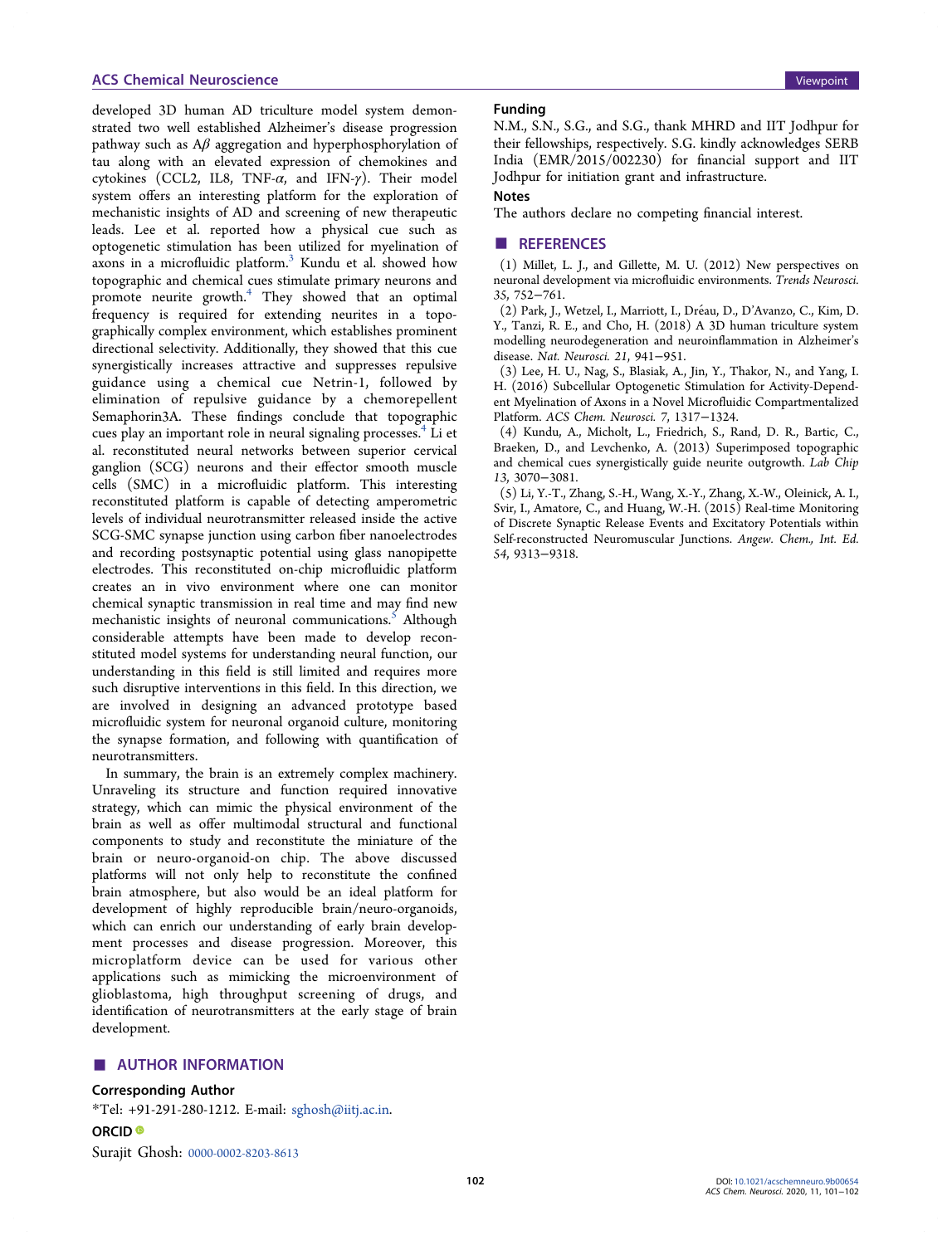developed 3D human AD triculture model system demonstrated two well established Alzheimer's disease progression pathway such as A$\beta$ aggregation and hyperphosphorylation of tau along with an elevated expression of chemokines and cytokines (CCL2, IL8, TNF-$\alpha$, and IFN-$\gamma$). Their model system offers an interesting platform for the exploration of mechanistic insights of AD and screening of new therapeutic leads. Lee et al. reported how a physical cue such as optogenetic stimulation has been utilized for myelination of axons in a microfluidic platform.[3] Kundu et al. showed how topographic and chemical cues stimulate primary neurons and promote neurite growth.[4] They showed that an optimal frequency is required for extending neurites in a topographically complex environment, which establishes prominent directional selectivity. Additionally, they showed that this cue synergistically increases attractive and suppresses repulsive guidance using a chemical cue Netrin-1, followed by elimination of repulsive guidance by a chemorepellent Semaphorin3A. These findings conclude that topographic cues play an important role in neural signaling processes.[4] Li et al. reconstituted neural networks between superior cervical ganglion (SCG) neurons and their effector smooth muscle cells (SMC) in a microfluidic platform. This interesting reconstituted platform is capable of detecting amperometric levels of individual neurotransmitter released inside the active SCG-SMC synapse junction using carbon fiber nanoelectrodes and recording postsynaptic potential using glass nanopipette electrodes. This reconstituted on-chip microfluidic platform creates an in vivo environment where one can monitor chemical synaptic transmission in real time and may find new mechanistic insights of neuronal communications.[5] Although considerable attempts have been made to develop reconstituted model systems for understanding neural function, our understanding in this field is still limited and requires more such disruptive interventions in this field. In this direction, we are involved in designing an advanced prototype based microfluidic system for neuronal organoid culture, monitoring the synapse formation, and following with quantification of neurotransmitters.

In summary, the brain is an extremely complex machinery. Unraveling its structure and function required innovative strategy, which can mimic the physical environment of the brain as well as offer multimodal structural and functional components to study and reconstitute the miniature of the brain or neuro-organoid-on chip. The above discussed platforms will not only help to reconstitute the confined brain atmosphere, but also would be an ideal platform for development of highly reproducible brain/neuro-organoids, which can enrich our understanding of early brain development processes and disease progression. Moreover, this microplatform device can be used for various other applications such as mimicking the microenvironment of glioblastoma, high throughput screening of drugs, and identification of neurotransmitters at the early stage of brain development.

## AUTHOR INFORMATION

### Corresponding Author

*Tel: +91-291-280-1212. E-mail: sghosh@iitj.ac.in.

### ORCID

Surajit Ghosh: 0000-0002-8203-8613

### Funding

N.M., S.N., S.G., and S.G., thank MHRD and IIT Jodhpur for their fellowships, respectively. S.G. kindly acknowledges SERB India (EMR/2015/002230) for financial support and IIT Jodhpur for initiation grant and infrastructure.

### Notes

The authors declare no competing financial interest.

## REFERENCES

(1) Millet, L. J., and Gillette, M. U. (2012) New perspectives on neuronal development via microfluidic environments. *Trends Neurosci.* *35*, 752−761.

(2) Park, J., Wetzel, I., Marriott, I., Dréau, D., D'Avanzo, C., Kim, D. Y., Tanzi, R. E., and Cho, H. (2018) A 3D human triculture system modelling neurodegeneration and neuroinflammation in Alzheimer's disease. *Nat. Neurosci.* *21*, 941−951.

(3) Lee, H. U., Nag, S., Blasiak, A., Jin, Y., Thakor, N., and Yang, I. H. (2016) Subcellular Optogenetic Stimulation for Activity-Dependent Myelination of Axons in a Novel Microfluidic Compartmentalized Platform. *ACS Chem. Neurosci.* *7*, 1317−1324.

(4) Kundu, A., Micholt, L., Friedrich, S., Rand, D. R., Bartic, C., Braeken, D., and Levchenko, A. (2013) Superimposed topographic and chemical cues synergistically guide neurite outgrowth. *Lab Chip* *13*, 3070−3081.

(5) Li, Y.-T., Zhang, S.-H., Wang, X.-Y., Zhang, X.-W., Oleinick, A. I., Svir, I., Amatore, C., and Huang, W.-H. (2015) Real-time Monitoring of Discrete Synaptic Release Events and Excitatory Potentials within Self-reconstructed Neuromuscular Junctions. *Angew. Chem., Int. Ed.* *54*, 9313−9318.